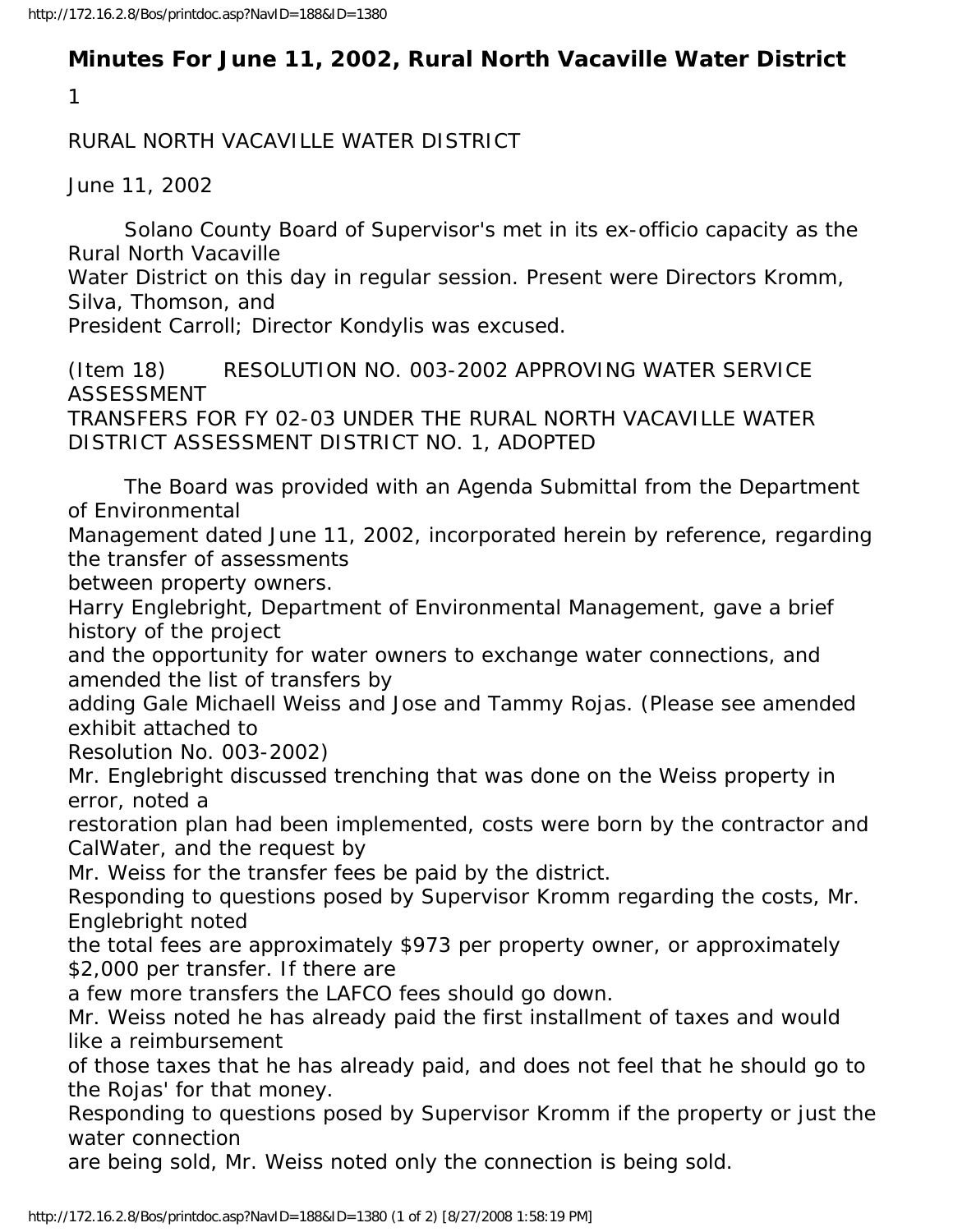# Minutes For June 11, 2002, Rural North Vacaville Water District

1

RURAL NORTH VACAVILLE WATER DISTRICT

June 11, 2002

Solano County Board of Supervisor's met in its ex-officio capacity as the Rural North Vacaville Water District on this day in regular session. Present were Directors Kromm, Silva, Thomson, and President Carroll; Director Kondylis was excused.

(Item 18) RESOLUTION NO. 003-2002 APPROVING WATER SERVICE ASSESSMENT TRANSFERS FOR FY 02-03 UNDER THE RURAL NORTH VACAVILLE WATER DISTRICT ASSESSMENT DISTRICT NO. 1, ADOPTED

The Board was provided with an Agenda Submittal from the Department of Environmental Management dated June 11, 2002, incorporated herein by reference, regarding the transfer of assessments between property owners.

Harry Englebright, Department of Environmental Management, gave a brief history of the project and the opportunity for water owners to exchange water connections, and amended the list of transfers by adding Gale Michaell Weiss and Jose and Tammy Rojas. (Please see amended exhibit attached to Resolution No. 003-2002)

Mr. Englebright discussed trenching that was done on the Weiss property in error, noted a restoration plan had been implemented, costs were born by the contractor and CalWater, and the request by Mr. Weiss for the transfer fees be paid by the district.

Responding to questions posed by Supervisor Kromm regarding the costs, Mr. Englebright noted the total fees are approximately $973 per property owner, or approximately $2,000 per transfer. If there are a few more transfers the LAFCO fees should go down.

Mr. Weiss noted he has already paid the first installment of taxes and would like a reimbursement of those taxes that he has already paid, and does not feel that he should go to the Rojas' for that money.

Responding to questions posed by Supervisor Kromm if the property or just the water connection are being sold, Mr. Weiss noted only the connection is being sold.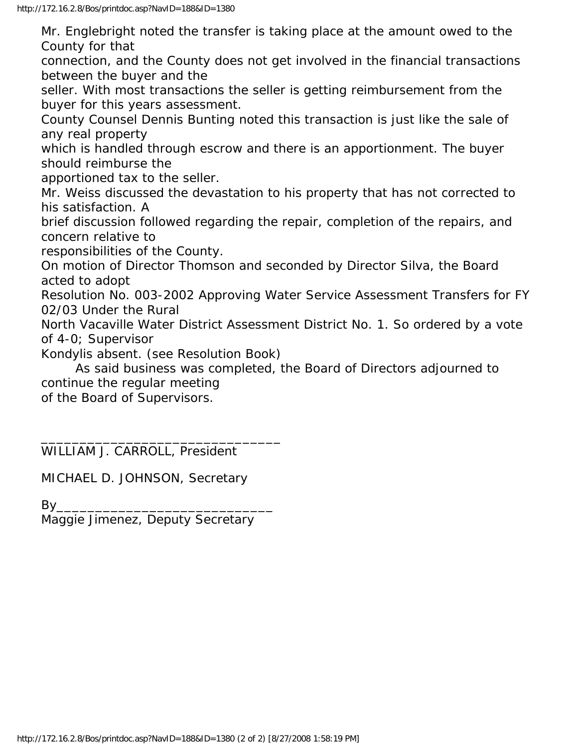Mr. Englebright noted the transfer is taking place at the amount owed to the County for that connection, and the County does not get involved in the financial transactions between the buyer and the seller. With most transactions the seller is getting reimbursement from the buyer for this years assessment.

County Counsel Dennis Bunting noted this transaction is just like the sale of any real property which is handled through escrow and there is an apportionment. The buyer should reimburse the apportioned tax to the seller.

Mr. Weiss discussed the devastation to his property that has not corrected to his satisfaction. A brief discussion followed regarding the repair, completion of the repairs, and concern relative to responsibilities of the County.

On motion of Director Thomson and seconded by Director Silva, the Board acted to adopt Resolution No. 003-2002 Approving Water Service Assessment Transfers for FY 02/03 Under the Rural North Vacaville Water District Assessment District No. 1. So ordered by a vote of 4-0; Supervisor Kondylis absent. (see Resolution Book)

As said business was completed, the Board of Directors adjourned to continue the regular meeting of the Board of Supervisors.

_________________________________
WILLIAM J. CARROLL, President

MICHAEL D. JOHNSON, Secretary

By_____________________________
Maggie Jimenez, Deputy Secretary